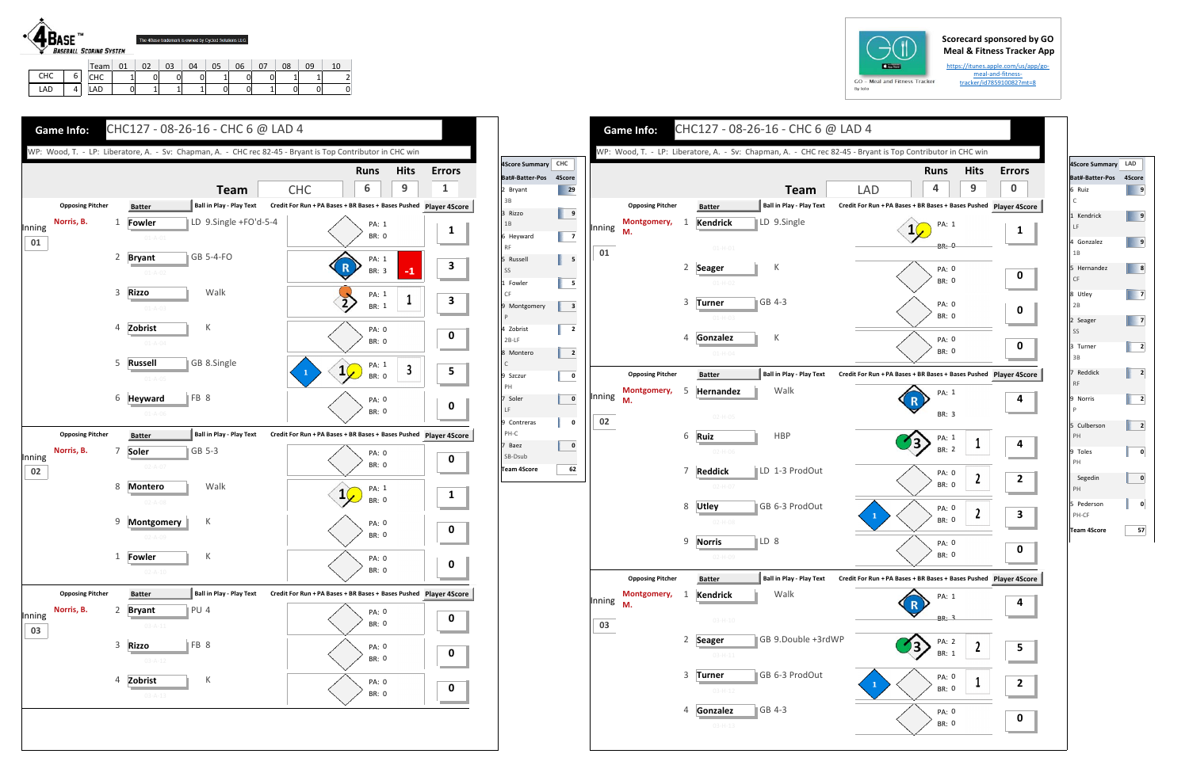4BASE™ BASEBALL SCORING SYSTEM

The 4Base trademark is owned by Cycled Solutions LLC

| | | Team | 01 | 02 | 03 | 04 | 05 | 06 | 07 | 08 | 09 | 10 |
|---|---|---|---|---|---|---|---|---|---|---|---|---|
| CHC | 6 | CHC | 1 | 0 | 0 | 0 | 1 | 0 | 0 | 1 | 1 | 2 |
| LAD | 4 | LAD | 0 | 1 | 1 | 1 | 0 | 0 | 1 | 0 | 0 | 0 |

**Scorecard sponsored by GO Meal & Fitness Tracker App**
https://itunes.apple.com/us/app/go-meal-and-fitness-tracker/id785910082?mt=8

GO - Meal and Fitness Tracker

## Game Info: CHC127 - 08-26-16 - CHC 6 @ LAD 4

WP: Wood, T. - LP: Liberatore, A. - Sv: Chapman, A. - CHC rec 82-45 - Bryant is Top Contributor in CHC win

| Team | Runs | Hits | Errors |
|---|---|---|---|
| CHC | 6 | 9 | 1 |

| Inning | Opposing Pitcher | # | Batter | Ball in Play - Play Text | PA | BR | Credit | Player 4Score |
|---|---|---|---|---|---|---|---|---|
| 01 | Norris, B. | 1 | Fowler | LD 9.Single +FO'd-5-4 | 1 | 0 | | 1 |
| | | 2 | Bryant | GB 5-4-FO | 1 | 3 | -1 | 3 |
| | | 3 | Rizzo | Walk | 1 | 1 | 1 | 3 |
| | | 4 | Zobrist | K | 0 | 0 | | 0 |
| | | 5 | Russell | GB 8.Single | 1 | 0 | 3 | 5 |
| | | 6 | Heyward | FB 8 | 0 | 0 | | 0 |
| 02 | Norris, B. | 7 | Soler | GB 5-3 | 0 | 0 | | 0 |
| | | 8 | Montero | Walk | 1 | 0 | | 1 |
| | | 9 | Montgomery | K | 0 | 0 | | 0 |
| | | 1 | Fowler | K | 0 | 0 | | 0 |
| 03 | Norris, B. | 2 | Bryant | PU 4 | 0 | 0 | | 0 |
| | | 3 | Rizzo | FB 8 | 0 | 0 | | 0 |
| | | 4 | Zobrist | K | 0 | 0 | | 0 |

| 4Score Summary CHC | |
|---|---|
| Bat#-Batter-Pos | 4Score |
| 2 Bryant 3B | 29 |
| 3 Rizzo 1B | 9 |
| 6 Heyward RF | 7 |
| 5 Russell SS | 5 |
| 1 Fowler CF | 5 |
| 9 Montgomery P | 3 |
| 4 Zobrist 2B-LF | 2 |
| 8 Montero C | 2 |
| 9 Szczur PH | 0 |
| 7 Soler LF | 0 |
| 9 Contreras PH-C | 0 |
| 7 Baez SB-Dsub | 0 |
| Team 4Score | 62 |

## Game Info: CHC127 - 08-26-16 - CHC 6 @ LAD 4

WP: Wood, T. - LP: Liberatore, A. - Sv: Chapman, A. - CHC rec 82-45 - Bryant is Top Contributor in CHC win

| Team | Runs | Hits | Errors |
|---|---|---|---|
| LAD | 4 | 9 | 0 |

| Inning | Opposing Pitcher | # | Batter | Ball in Play - Play Text | PA | BR | Credit | Player 4Score |
|---|---|---|---|---|---|---|---|---|
| 01 | Montgomery, M. | 1 | Kendrick | LD 9.Single | 1 | 0 | | 1 |
| | | 2 | Seager | K | 0 | 0 | | 0 |
| | | 3 | Turner | GB 4-3 | 0 | 0 | | 0 |
| | | 4 | Gonzalez | K | 0 | 0 | | 0 |
| 02 | Montgomery, M. | 5 | Hernandez | Walk | 1 | 3 | | 4 |
| | | 6 | Ruiz | HBP | 1 | 2 | 1 | 4 |
| | | 7 | Reddick | LD 1-3 ProdOut | 0 | 0 | 2 | 2 |
| | | 8 | Utley | GB 6-3 ProdOut | 0 | 0 | 2 | 3 |
| | | 9 | Norris | LD 8 | 0 | 0 | | 0 |
| 03 | Montgomery, M. | 1 | Kendrick | Walk | 1 | 3 | | 4 |
| | | 2 | Seager | GB 9.Double +3rdWP | 2 | 1 | 2 | 5 |
| | | 3 | Turner | GB 6-3 ProdOut | 0 | 0 | 1 | 2 |
| | | 4 | Gonzalez | GB 4-3 | 0 | 0 | | 0 |

| 4Score Summary LAD | |
|---|---|
| Bat#-Batter-Pos | 4Score |
| 6 Ruiz C | 9 |
| 1 Kendrick LF | 9 |
| 4 Gonzalez 1B | 9 |
| 5 Hernandez CF | 8 |
| 8 Utley 2B | 7 |
| 2 Seager SS | 7 |
| 3 Turner 3B | 2 |
| 7 Reddick RF | 2 |
| 9 Norris P | 2 |
| 5 Culberson PH | 2 |
| 9 Toles PH | 0 |
| Segedin PH | 0 |
| 5 Pederson PH-CF | 0 |
| Team 4Score | 57 |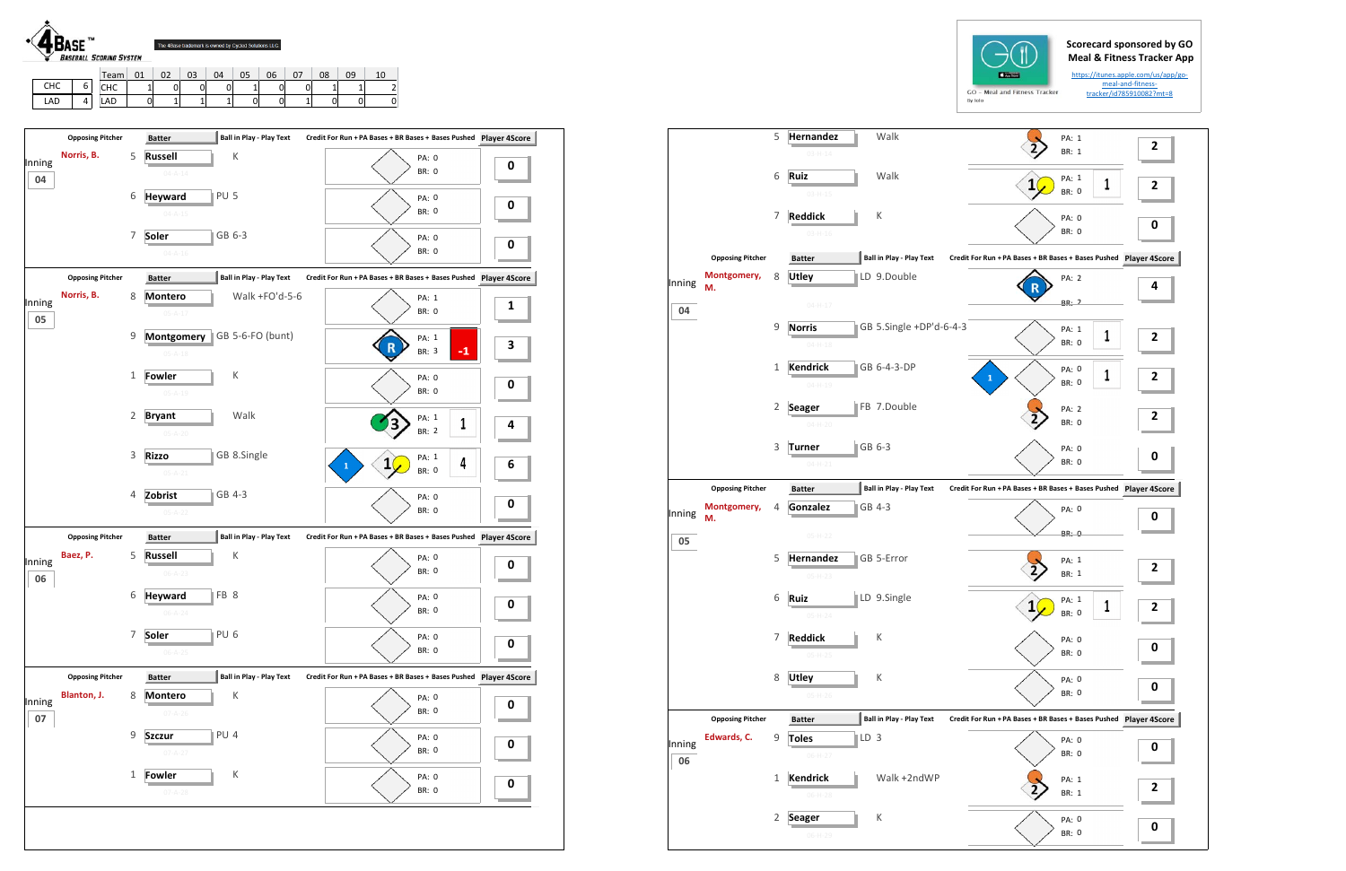**4BASE™ BASEBALL SCORING SYSTEM**

The 4Base trademark is owned by Cycled Solutions LLC

| Team | |
|---|---|
| CHC | 6 |
| LAD | 4 |

| Team | 01 | 02 | 03 | 04 | 05 | 06 | 07 | 08 | 09 | 10 |
|---|---|---|---|---|---|---|---|---|---|---|
| CHC | 1 | 0 | 0 | 0 | 1 | 0 | 0 | 1 | 1 | 2 |
| LAD | 0 | 1 | 1 | 1 | 0 | 0 | 1 | 0 | 0 | 0 |

Scorecard sponsored by GO Meal & Fitness Tracker App

https://itunes.apple.com/us/app/go-meal-and-fitness-tracker/id785910082?mt=8

GO - Meal and Fitness Tracker

## CHC

| Inning | Opposing Pitcher | # | Batter | Ball in Play - Play Text | Credit For Run + PA Bases + BR Bases + Bases Pushed | Player 4Score |
|---|---|---|---|---|---|---|
| 04 | Norris, B. | 5 | Russell | K | PA: 0, BR: 0 | 0 |
| | | 6 | Heyward | PU 5 | PA: 0, BR: 0 | 0 |
| | | 7 | Soler | GB 6-3 | PA: 0, BR: 0 | 0 |
| 05 | Norris, B. | 8 | Montero | Walk +FO'd-5-6 | PA: 1, BR: 0 | 1 |
| | | 9 | Montgomery | GB 5-6-FO (bunt) | R, PA: 1, BR: 3, -1 | 3 |
| | | 1 | Fowler | K | PA: 0, BR: 0 | 0 |
| | | 2 | Bryant | Walk | 3, PA: 1, BR: 2, 1 | 4 |
| | | 3 | Rizzo | GB 8.Single | 1, 1, PA: 1, BR: 0, 4 | 6 |
| | | 4 | Zobrist | GB 4-3 | PA: 0, BR: 0 | 0 |
| 06 | Baez, P. | 5 | Russell | K | PA: 0, BR: 0 | 0 |
| | | 6 | Heyward | FB 8 | PA: 0, BR: 0 | 0 |
| | | 7 | Soler | PU 6 | PA: 0, BR: 0 | 0 |
| 07 | Blanton, J. | 8 | Montero | K | PA: 0, BR: 0 | 0 |
| | | 9 | Szczur | PU 4 | PA: 0, BR: 0 | 0 |
| | | 1 | Fowler | K | PA: 0, BR: 0 | 0 |

## LAD

| Inning | Opposing Pitcher | # | Batter | Ball in Play - Play Text | Credit For Run + PA Bases + BR Bases + Bases Pushed | Player 4Score |
|---|---|---|---|---|---|---|
| | | 5 | Hernandez | Walk | 2, PA: 1, BR: 1 | 2 |
| | | 6 | Ruiz | Walk | 1, PA: 1, BR: 0, 1 | 2 |
| | | 7 | Reddick | K | PA: 0, BR: 0 | 0 |
| 04 | Montgomery, M. | 8 | Utley | LD 9.Double | R, PA: 2, BR: 2 | 4 |
| | | 9 | Norris | GB 5.Single +DP'd-6-4-3 | PA: 1, BR: 0, 1 | 2 |
| | | 1 | Kendrick | GB 6-4-3-DP | 1, PA: 0, BR: 0, 1 | 2 |
| | | 2 | Seager | FB 7.Double | 2, PA: 2, BR: 0 | 2 |
| | | 3 | Turner | GB 6-3 | PA: 0, BR: 0 | 0 |
| 05 | Montgomery, M. | 4 | Gonzalez | GB 4-3 | PA: 0, BR: 0 | 0 |
| | | 5 | Hernandez | GB 5-Error | 2, PA: 1, BR: 1 | 2 |
| | | 6 | Ruiz | LD 9.Single | 1, PA: 1, BR: 0, 1 | 2 |
| | | 7 | Reddick | K | PA: 0, BR: 0 | 0 |
| | | 8 | Utley | K | PA: 0, BR: 0 | 0 |
| 06 | Edwards, C. | 9 | Toles | LD 3 | PA: 0, BR: 0 | 0 |
| | | 1 | Kendrick | Walk +2ndWP | 2, PA: 1, BR: 1 | 2 |
| | | 2 | Seager | K | PA: 0, BR: 0 | 0 |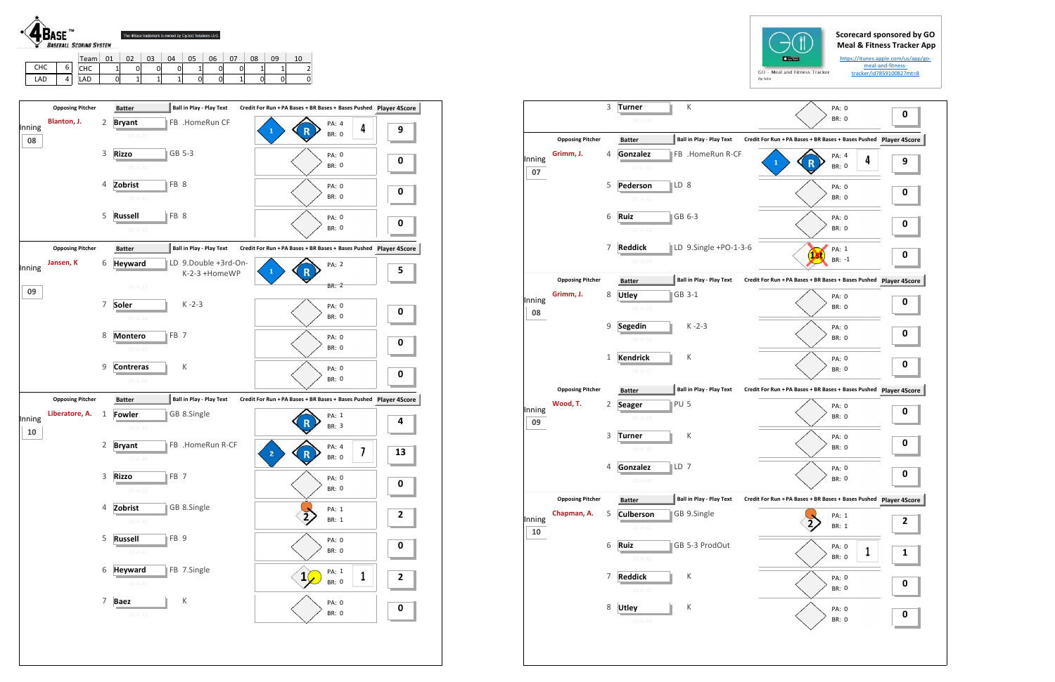4BASE™ BASEBALL SCORING SYSTEM

The 4Base trademark is owned by Cycled Solutions LLC

| | | Team | 01 | 02 | 03 | 04 | 05 | 06 | 07 | 08 | 09 | 10 |
|---|---|---|---|---|---|---|---|---|---|---|---|---|
| CHC | 6 | CHC | 1 | 0 | 0 | 0 | 1 | 0 | 0 | 1 | 1 | 2 |
| LAD | 4 | LAD | 0 | 1 | 1 | 1 | 0 | 0 | 1 | 0 | 0 | 0 |

Scorecard sponsored by GO Meal & Fitness Tracker App

https://itunes.apple.com/us/app/go-meal-and-fitness-tracker/id785910082?mt=8

GO - Meal and Fitness Tracker

| Inning | Opposing Pitcher | # | Batter | Ball in Play - Play Text | Credit For Run + PA Bases + BR Bases + Bases Pushed | Player 4Score |
|---|---|---|---|---|---|---|
| 08 | Blanton, J. | 2 | Bryant | FB .HomeRun CF | 1, R; PA: 4; BR: 0; 4 | 9 |
| | | 3 | Rizzo | GB 5-3 | PA: 0; BR: 0 | 0 |
| | | 4 | Zobrist | FB 8 | PA: 0; BR: 0 | 0 |
| | | 5 | Russell | FB 8 | PA: 0; BR: 0 | 0 |
| 09 | Jansen, K | 6 | Heyward | LD 9.Double +3rd-On-K-2-3 +HomeWP | 1, R; PA: 2; BR: 2 | 5 |
| | | 7 | Soler | K -2-3 | PA: 0; BR: 0 | 0 |
| | | 8 | Montero | FB 7 | PA: 0; BR: 0 | 0 |
| | | 9 | Contreras | K | PA: 0; BR: 0 | 0 |
| 10 | Liberatore, A. | 1 | Fowler | GB 8.Single | R; PA: 1; BR: 3 | 4 |
| | | 2 | Bryant | FB .HomeRun R-CF | 2, R; PA: 4; BR: 0; 7 | 13 |
| | | 3 | Rizzo | FB 7 | PA: 0; BR: 0 | 0 |
| | | 4 | Zobrist | GB 8.Single | 2; PA: 1; BR: 1 | 2 |
| | | 5 | Russell | FB 9 | PA: 0; BR: 0 | 0 |
| | | 6 | Heyward | FB 7.Single | 1; PA: 1; BR: 0; 1 | 2 |
| | | 7 | Baez | K | PA: 0; BR: 0 | 0 |

| Inning | Opposing Pitcher | # | Batter | Ball in Play - Play Text | Credit For Run + PA Bases + BR Bases + Bases Pushed | Player 4Score |
|---|---|---|---|---|---|---|
| | | 3 | Turner | K | PA: 0; BR: 0 | 0 |
| 07 | Grimm, J. | 4 | Gonzalez | FB .HomeRun R-CF | 1, R; PA: 4; BR: 0; 4 | 9 |
| | | 5 | Pederson | LD 8 | PA: 0; BR: 0 | 0 |
| | | 6 | Ruiz | GB 6-3 | PA: 0; BR: 0 | 0 |
| | | 7 | Reddick | LD 9.Single +PO-1-3-6 | 1st; PA: 1; BR: -1 | 0 |
| 08 | Grimm, J. | 8 | Utley | GB 3-1 | PA: 0; BR: 0 | 0 |
| | | 9 | Segedin | K -2-3 | PA: 0; BR: 0 | 0 |
| | | 1 | Kendrick | K | PA: 0; BR: 0 | 0 |
| 09 | Wood, T. | 2 | Seager | PU 5 | PA: 0; BR: 0 | 0 |
| | | 3 | Turner | K | PA: 0; BR: 0 | 0 |
| | | 4 | Gonzalez | LD 7 | PA: 0; BR: 0 | 0 |
| 10 | Chapman, A. | 5 | Culberson | GB 9.Single | 2; PA: 1; BR: 1 | 2 |
| | | 6 | Ruiz | GB 5-3 ProdOut | PA: 0; BR: 0; 1 | 1 |
| | | 7 | Reddick | K | PA: 0; BR: 0 | 0 |
| | | 8 | Utley | K | PA: 0; BR: 0 | 0 |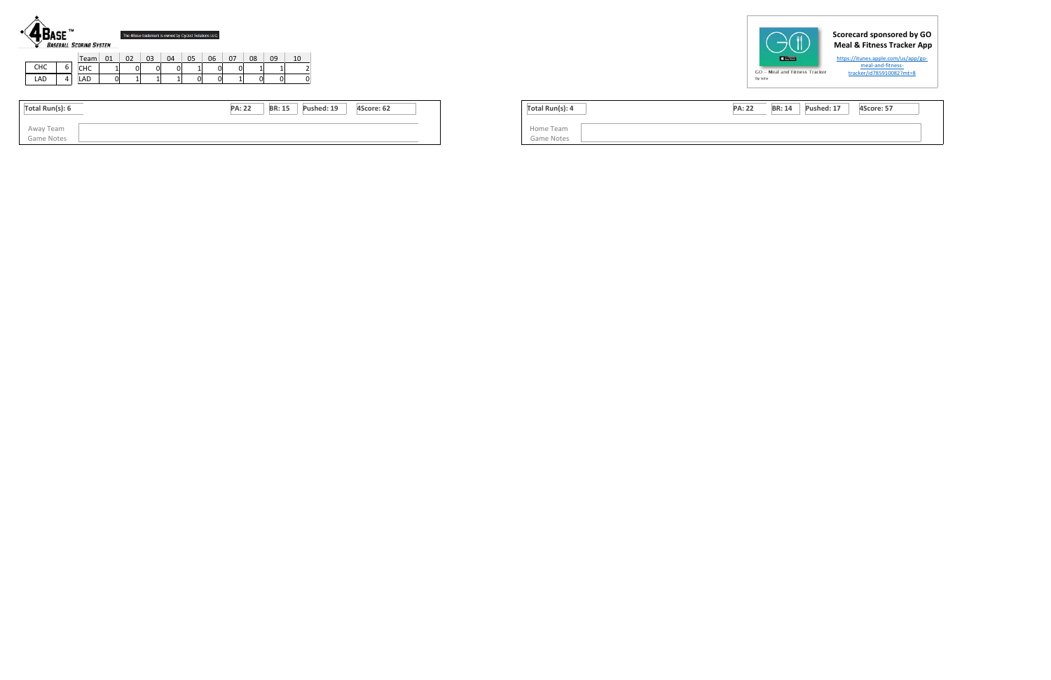4BASE™ BASEBALL SCORING SYSTEM

The 4Base trademark is owned by Cycled Solutions LLC

| | |
|---|---|
| CHC | 6 |
| LAD | 4 |

| Team | 01 | 02 | 03 | 04 | 05 | 06 | 07 | 08 | 09 | 10 |
|---|---|---|---|---|---|---|---|---|---|---|
| CHC | 1 | 0 | 0 | 0 | 1 | 0 | 0 | 1 | 1 | 2 |
| LAD | 0 | 1 | 1 | 1 | 0 | 0 | 1 | 0 | 0 | 0 |

**Scorecard sponsored by GO Meal & Fitness Tracker App**

GO – Meal and Fitness Tracker

By Iolo

https://itunes.apple.com/us/app/go-meal-and-fitness-tracker/id785910082?mt=8

**Total Run(s): 6** | **PA: 22** | **BR: 15** | **Pushed: 19** | **4Score: 62**

Away Team Game Notes

**Total Run(s): 4** | **PA: 22** | **BR: 14** | **Pushed: 17** | **4Score: 57**

Home Team Game Notes